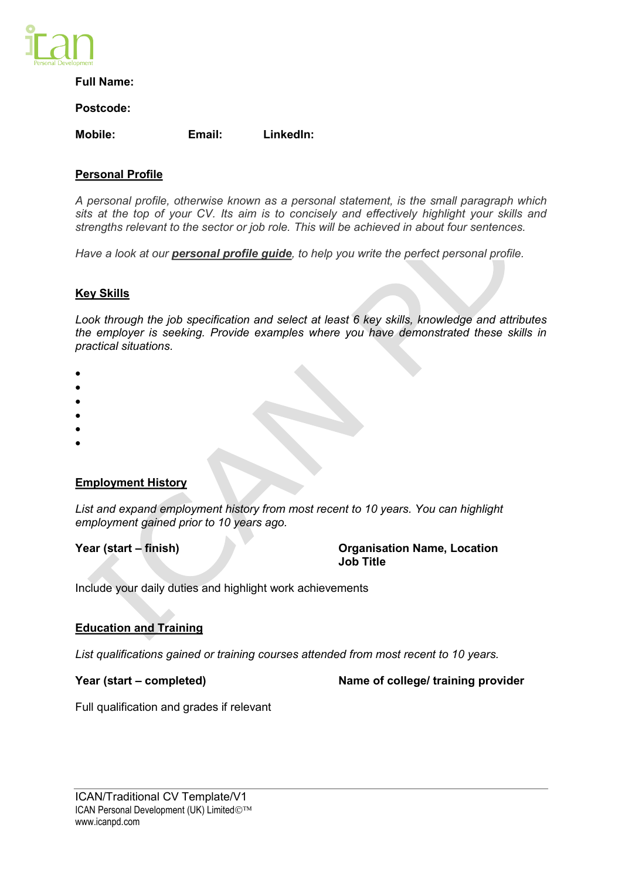**Full Name:**

**Postcode:**

**Mobile:** **Email:** **LinkedIn:**

## Personal Profile

*A personal profile, otherwise known as a personal statement, is the small paragraph which sits at the top of your CV. Its aim is to concisely and effectively highlight your skills and strengths relevant to the sector or job role. This will be achieved in about four sentences.*

*Have a look at our **personal profile guide**, to help you write the perfect personal profile.*

## Key Skills

*Look through the job specification and select at least 6 key skills, knowledge and attributes the employer is seeking. Provide examples where you have demonstrated these skills in practical situations.*

- 
- 
- 
- 
- 
- 

## Employment History

*List and expand employment history from most recent to 10 years. You can highlight employment gained prior to 10 years ago.*

**Year (start – finish)** **Organisation Name, Location**
**Job Title**

Include your daily duties and highlight work achievements

## Education and Training

*List qualifications gained or training courses attended from most recent to 10 years.*

**Year (start – completed)** **Name of college/ training provider**

Full qualification and grades if relevant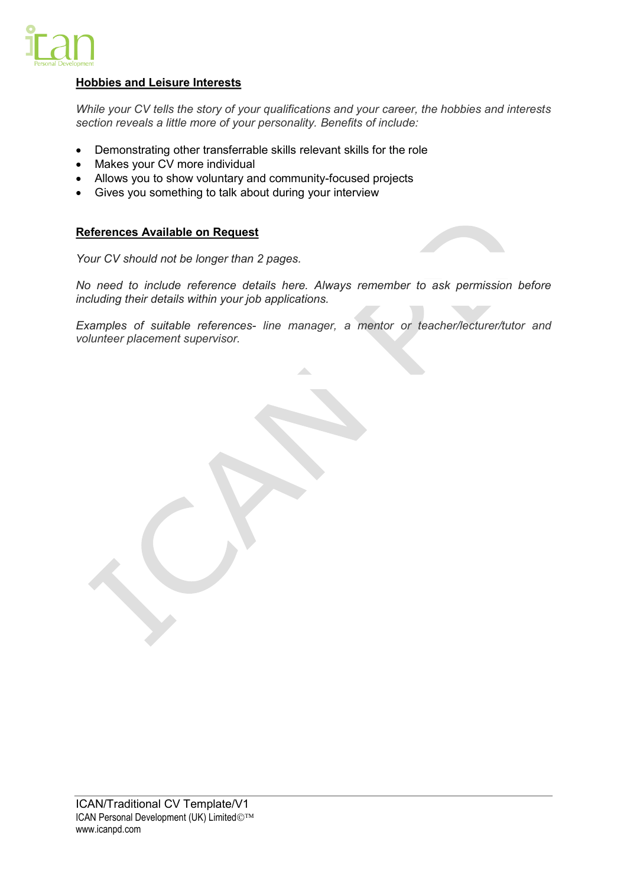**Hobbies and Leisure Interests**

*While your CV tells the story of your qualifications and your career, the hobbies and interests section reveals a little more of your personality. Benefits of include:*

- Demonstrating other transferrable skills relevant skills for the role
- Makes your CV more individual
- Allows you to show voluntary and community-focused projects
- Gives you something to talk about during your interview

**References Available on Request**

*Your CV should not be longer than 2 pages.*

*No need to include reference details here. Always remember to ask permission before including their details within your job applications.*

*Examples of suitable references- line manager, a mentor or teacher/lecturer/tutor and volunteer placement supervisor.*